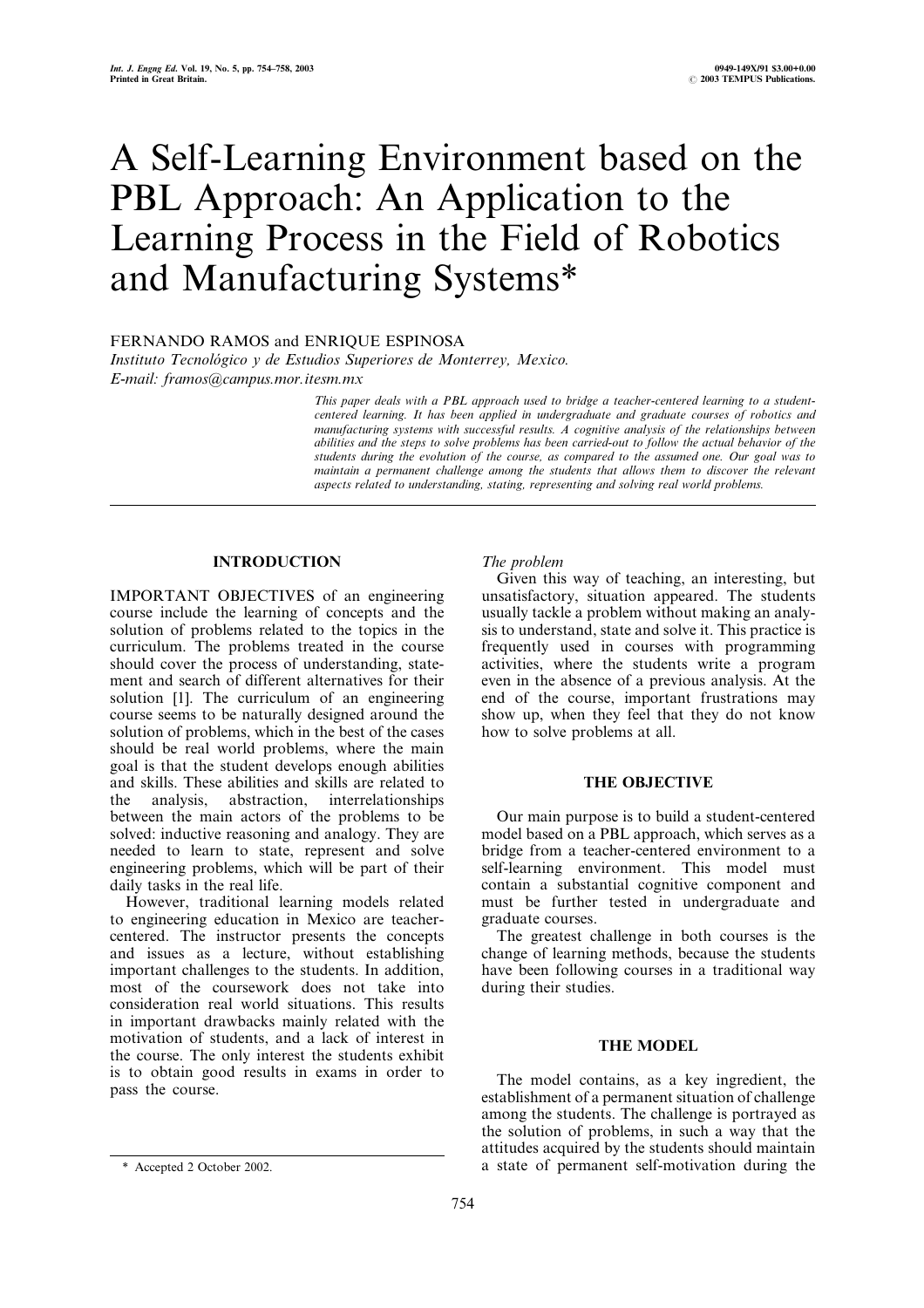# A Self-Learning Environment based on the PBL Approach: An Application to the Learning Process in the Field of Robotics and Manufacturing Systems*

FERNANDO RAMOS and ENRIQUE ESPINOSA

*Instituto Tecnológico y de Estudios Superiores de Monterrey, Mexico.*
*E-mail: framos@campus.mor.itesm.mx*

*This paper deals with a PBL approach used to bridge a teacher-centered learning to a student-centered learning. It has been applied in undergraduate and graduate courses of robotics and manufacturing systems with successful results. A cognitive analysis of the relationships between abilities and the steps to solve problems has been carried-out to follow the actual behavior of the students during the evolution of the course, as compared to the assumed one. Our goal was to maintain a permanent challenge among the students that allows them to discover the relevant aspects related to understanding, stating, representing and solving real world problems.*

## INTRODUCTION

IMPORTANT OBJECTIVES of an engineering course include the learning of concepts and the solution of problems related to the topics in the curriculum. The problems treated in the course should cover the process of understanding, statement and search of different alternatives for their solution [1]. The curriculum of an engineering course seems to be naturally designed around the solution of problems, which in the best of the cases should be real world problems, where the main goal is that the student develops enough abilities and skills. These abilities and skills are related to the analysis, abstraction, interrelationships between the main actors of the problems to be solved: inductive reasoning and analogy. They are needed to learn to state, represent and solve engineering problems, which will be part of their daily tasks in the real life.

However, traditional learning models related to engineering education in Mexico are teacher-centered. The instructor presents the concepts and issues as a lecture, without establishing important challenges to the students. In addition, most of the coursework does not take into consideration real world situations. This results in important drawbacks mainly related with the motivation of students, and a lack of interest in the course. The only interest the students exhibit is to obtain good results in exams in order to pass the course.

*The problem*

Given this way of teaching, an interesting, but unsatisfactory, situation appeared. The students usually tackle a problem without making an analysis to understand, state and solve it. This practice is frequently used in courses with programming activities, where the students write a program even in the absence of a previous analysis. At the end of the course, important frustrations may show up, when they feel that they do not know how to solve problems at all.

## THE OBJECTIVE

Our main purpose is to build a student-centered model based on a PBL approach, which serves as a bridge from a teacher-centered environment to a self-learning environment. This model must contain a substantial cognitive component and must be further tested in undergraduate and graduate courses.

The greatest challenge in both courses is the change of learning methods, because the students have been following courses in a traditional way during their studies.

## THE MODEL

The model contains, as a key ingredient, the establishment of a permanent situation of challenge among the students. The challenge is portrayed as the solution of problems, in such a way that the attitudes acquired by the students should maintain a state of permanent self-motivation during the

\* Accepted 2 October 2002.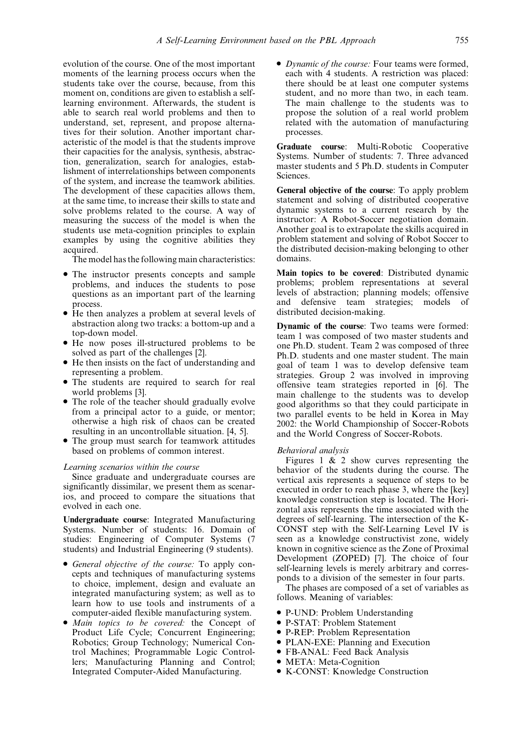evolution of the course. One of the most important moments of the learning process occurs when the students take over the course, because, from this moment on, conditions are given to establish a self-learning environment. Afterwards, the student is able to search real world problems and then to understand, set, represent, and propose alternatives for their solution. Another important characteristic of the model is that the students improve their capacities for the analysis, synthesis, abstraction, generalization, search for analogies, establishment of interrelationships between components of the system, and increase the teamwork abilities. The development of these capacities allows them, at the same time, to increase their skills to state and solve problems related to the course. A way of measuring the success of the model is when the students use meta-cognition principles to explain examples by using the cognitive abilities they acquired.

The model has the following main characteristics:

- The instructor presents concepts and sample problems, and induces the students to pose questions as an important part of the learning process.
- He then analyzes a problem at several levels of abstraction along two tracks: a bottom-up and a top-down model.
- He now poses ill-structured problems to be solved as part of the challenges [2].
- He then insists on the fact of understanding and representing a problem.
- The students are required to search for real world problems [3].
- The role of the teacher should gradually evolve from a principal actor to a guide, or mentor; otherwise a high risk of chaos can be created resulting in an uncontrollable situation. [4, 5].
- The group must search for teamwork attitudes based on problems of common interest.

*Learning scenarios within the course*

Since graduate and undergraduate courses are significantly dissimilar, we present them as scenarios, and proceed to compare the situations that evolved in each one.

**Undergraduate course**: Integrated Manufacturing Systems. Number of students: 16. Domain of studies: Engineering of Computer Systems (7 students) and Industrial Engineering (9 students).

- *General objective of the course:* To apply concepts and techniques of manufacturing systems to choice, implement, design and evaluate an integrated manufacturing system; as well as to learn how to use tools and instruments of a computer-aided flexible manufacturing system.
- *Main topics to be covered:* the Concept of Product Life Cycle; Concurrent Engineering; Robotics; Group Technology; Numerical Control Machines; Programmable Logic Controllers; Manufacturing Planning and Control; Integrated Computer-Aided Manufacturing.
- *Dynamic of the course:* Four teams were formed, each with 4 students. A restriction was placed: there should be at least one computer systems student, and no more than two, in each team. The main challenge to the students was to propose the solution of a real world problem related with the automation of manufacturing processes.

**Graduate course**: Multi-Robotic Cooperative Systems. Number of students: 7. Three advanced master students and 5 Ph.D. students in Computer Sciences.

**General objective of the course**: To apply problem statement and solving of distributed cooperative dynamic systems to a current research by the instructor: A Robot-Soccer negotiation domain. Another goal is to extrapolate the skills acquired in problem statement and solving of Robot Soccer to the distributed decision-making belonging to other domains.

**Main topics to be covered**: Distributed dynamic problems; problem representations at several levels of abstraction; planning models; offensive and defensive team strategies; models of distributed decision-making.

**Dynamic of the course**: Two teams were formed: team 1 was composed of two master students and one Ph.D. student. Team 2 was composed of three Ph.D. students and one master student. The main goal of team 1 was to develop defensive team strategies. Group 2 was involved in improving offensive team strategies reported in [6]. The main challenge to the students was to develop good algorithms so that they could participate in two parallel events to be held in Korea in May 2002: the World Championship of Soccer-Robots and the World Congress of Soccer-Robots.

*Behavioral analysis*

Figures 1 & 2 show curves representing the behavior of the students during the course. The vertical axis represents a sequence of steps to be executed in order to reach phase 3, where the [key] knowledge construction step is located. The Horizontal axis represents the time associated with the degrees of self-learning. The intersection of the K-CONST step with the Self-Learning Level IV is seen as a knowledge constructivist zone, widely known in cognitive science as the Zone of Proximal Development (ZOPED) [7]. The choice of four self-learning levels is merely arbitrary and corresponds to a division of the semester in four parts.

The phases are composed of a set of variables as follows. Meaning of variables:

- P-UND: Problem Understanding
- P-STAT: Problem Statement
- P-REP: Problem Representation
- PLAN-EXE: Planning and Execution
- FB-ANAL: Feed Back Analysis
- META: Meta-Cognition
- K-CONST: Knowledge Construction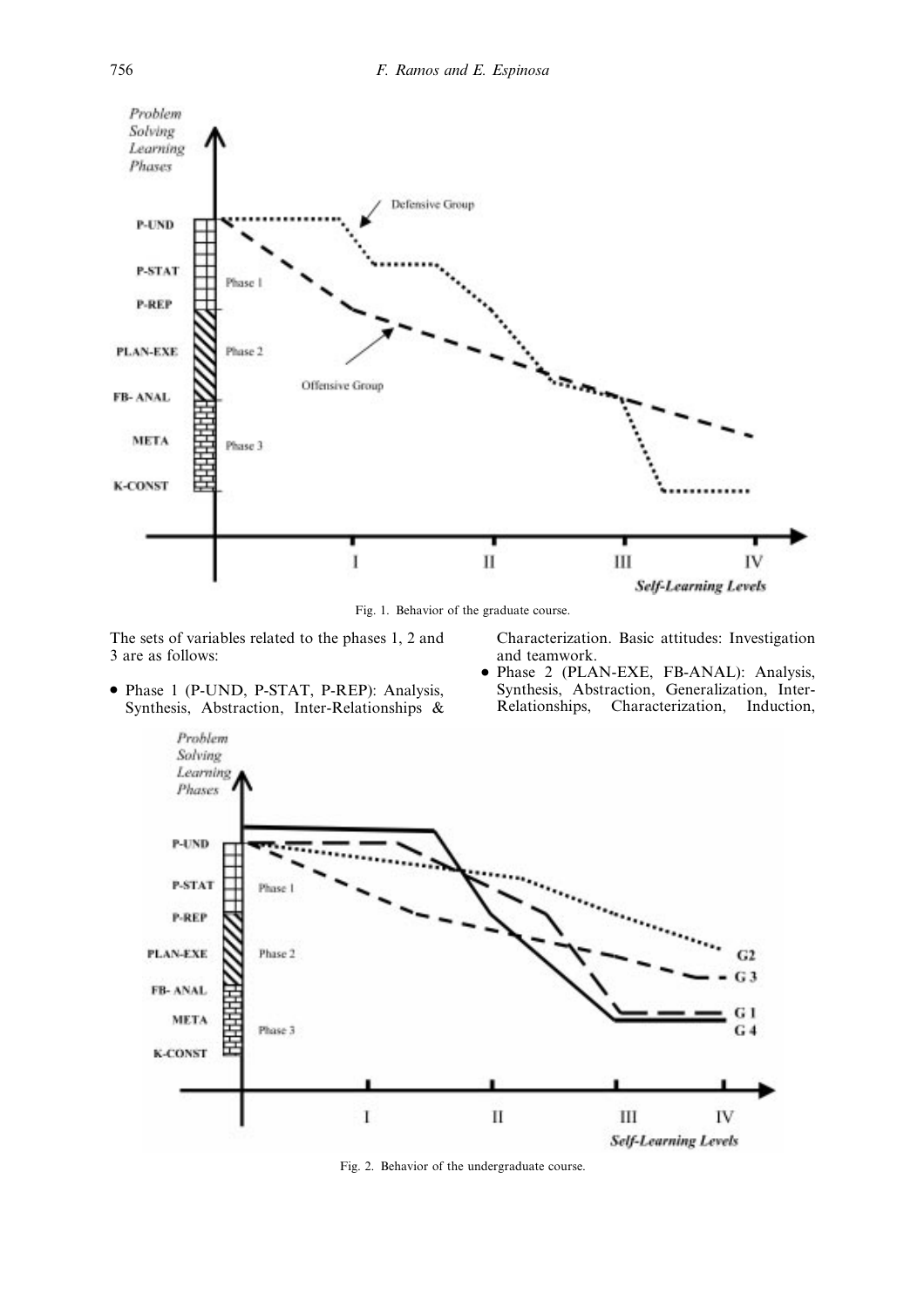Fig. 1. Behavior of the graduate course.

The sets of variables related to the phases 1, 2 and 3 are as follows:

- Phase 1 (P-UND, P-STAT, P-REP): Analysis, Synthesis, Abstraction, Inter-Relationships & Characterization. Basic attitudes: Investigation and teamwork.
- Phase 2 (PLAN-EXE, FB-ANAL): Analysis, Synthesis, Abstraction, Generalization, Inter-Relationships, Characterization, Induction,

Fig. 2. Behavior of the undergraduate course.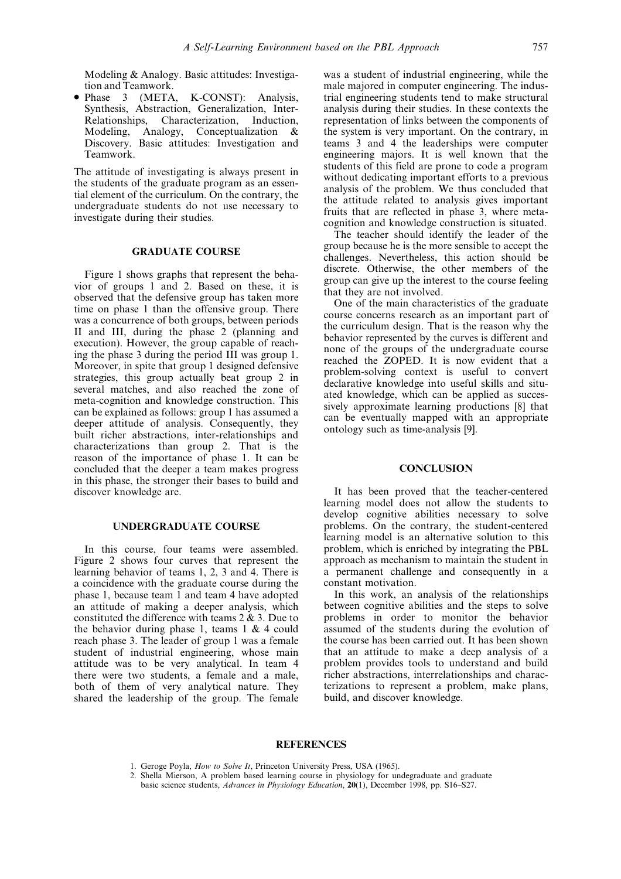Modeling & Analogy. Basic attitudes: Investigation and Teamwork.

- Phase 3 (META, K-CONST): Analysis, Synthesis, Abstraction, Generalization, Inter-Relationships, Characterization, Induction, Modeling, Analogy, Conceptualization & Discovery. Basic attitudes: Investigation and Teamwork.

The attitude of investigating is always present in the students of the graduate program as an essential element of the curriculum. On the contrary, the undergraduate students do not use necessary to investigate during their studies.

## GRADUATE COURSE

Figure 1 shows graphs that represent the behavior of groups 1 and 2. Based on these, it is observed that the defensive group has taken more time on phase 1 than the offensive group. There was a concurrence of both groups, between periods II and III, during the phase 2 (planning and execution). However, the group capable of reaching the phase 3 during the period III was group 1. Moreover, in spite that group 1 designed defensive strategies, this group actually beat group 2 in several matches, and also reached the zone of meta-cognition and knowledge construction. This can be explained as follows: group 1 has assumed a deeper attitude of analysis. Consequently, they built richer abstractions, inter-relationships and characterizations than group 2. That is the reason of the importance of phase 1. It can be concluded that the deeper a team makes progress in this phase, the stronger their bases to build and discover knowledge are.

## UNDERGRADUATE COURSE

In this course, four teams were assembled. Figure 2 shows four curves that represent the learning behavior of teams 1, 2, 3 and 4. There is a coincidence with the graduate course during the phase 1, because team 1 and team 4 have adopted an attitude of making a deeper analysis, which constituted the difference with teams 2 & 3. Due to the behavior during phase 1, teams 1 & 4 could reach phase 3. The leader of group 1 was a female student of industrial engineering, whose main attitude was to be very analytical. In team 4 there were two students, a female and a male, both of them of very analytical nature. They shared the leadership of the group. The female was a student of industrial engineering, while the male majored in computer engineering. The industrial engineering students tend to make structural analysis during their studies. In these contexts the representation of links between the components of the system is very important. On the contrary, in teams 3 and 4 the leaderships were computer engineering majors. It is well known that the students of this field are prone to code a program without dedicating important efforts to a previous analysis of the problem. We thus concluded that the attitude related to analysis gives important fruits that are reflected in phase 3, where meta-cognition and knowledge construction is situated.

The teacher should identify the leader of the group because he is the more sensible to accept the challenges. Nevertheless, this action should be discrete. Otherwise, the other members of the group can give up the interest to the course feeling that they are not involved.

One of the main characteristics of the graduate course concerns research as an important part of the curriculum design. That is the reason why the behavior represented by the curves is different and none of the groups of the undergraduate course reached the ZOPED. It is now evident that a problem-solving context is useful to convert declarative knowledge into useful skills and situated knowledge, which can be applied as successively approximate learning productions [8] that can be eventually mapped with an appropriate ontology such as time-analysis [9].

## CONCLUSION

It has been proved that the teacher-centered learning model does not allow the students to develop cognitive abilities necessary to solve problems. On the contrary, the student-centered learning model is an alternative solution to this problem, which is enriched by integrating the PBL approach as mechanism to maintain the student in a permanent challenge and consequently in a constant motivation.

In this work, an analysis of the relationships between cognitive abilities and the steps to solve problems in order to monitor the behavior assumed of the students during the evolution of the course has been carried out. It has been shown that an attitude to make a deep analysis of a problem provides tools to understand and build richer abstractions, interrelationships and characterizations to represent a problem, make plans, build, and discover knowledge.

## REFERENCES

1. Geroge Polya, *How to Solve It*, Princeton University Press, USA (1965).
2. Shella Mierson, A problem based learning course in physiology for undegraduate and graduate basic science students, *Advances in Physiology Education*, **20**(1), December 1998, pp. S16–S27.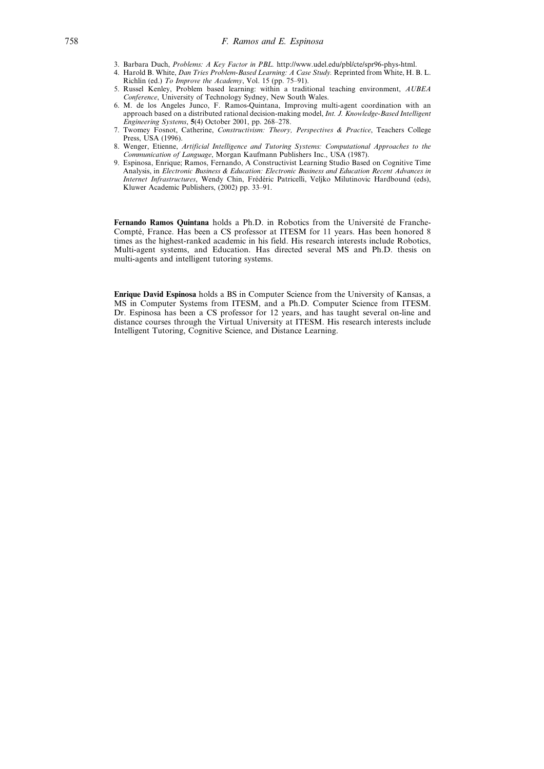3. Barbara Duch, *Problems: A Key Factor in PBL.* http://www.udel.edu/pbl/cte/spr96-phys-html.
4. Harold B. White, *Dan Tries Problem-Based Learning: A Case Study.* Reprinted from White, H. B. L. Richlin (ed.) *To Improve the Academy*, Vol. 15 (pp. 75–91).
5. Russel Kenley, Problem based learning: within a traditional teaching environment, *AUBEA Conference*, University of Technology Sydney, New South Wales.
6. M. de los Angeles Junco, F. Ramos-Quintana, Improving multi-agent coordination with an approach based on a distributed rational decision-making model, *Int. J. Knowledge-Based Intelligent Engineering Systems*, **5**(4) October 2001, pp. 268–278.
7. Twomey Fosnot, Catherine, *Constructivism: Theory, Perspectives & Practice*, Teachers College Press, USA (1996).
8. Wenger, Etienne, *Artificial Intelligence and Tutoring Systems: Computational Approaches to the Communication of Language*, Morgan Kaufmann Publishers Inc., USA (1987).
9. Espinosa, Enrique; Ramos, Fernando, A Constructivist Learning Studio Based on Cognitive Time Analysis, in *Electronic Business & Education: Electronic Business and Education Recent Advances in Internet Infrastructures*, Wendy Chin, Frédéric Patricelli, Veljko Milutinovic Hardbound (eds), Kluwer Academic Publishers, (2002) pp. 33–91.

**Fernando Ramos Quintana** holds a Ph.D. in Robotics from the Université de Franche-Compté, France. Has been a CS professor at ITESM for 11 years. Has been honored 8 times as the highest-ranked academic in his field. His research interests include Robotics, Multi-agent systems, and Education. Has directed several MS and Ph.D. thesis on multi-agents and intelligent tutoring systems.

**Enrique David Espinosa** holds a BS in Computer Science from the University of Kansas, a MS in Computer Systems from ITESM, and a Ph.D. Computer Science from ITESM. Dr. Espinosa has been a CS professor for 12 years, and has taught several on-line and distance courses through the Virtual University at ITESM. His research interests include Intelligent Tutoring, Cognitive Science, and Distance Learning.